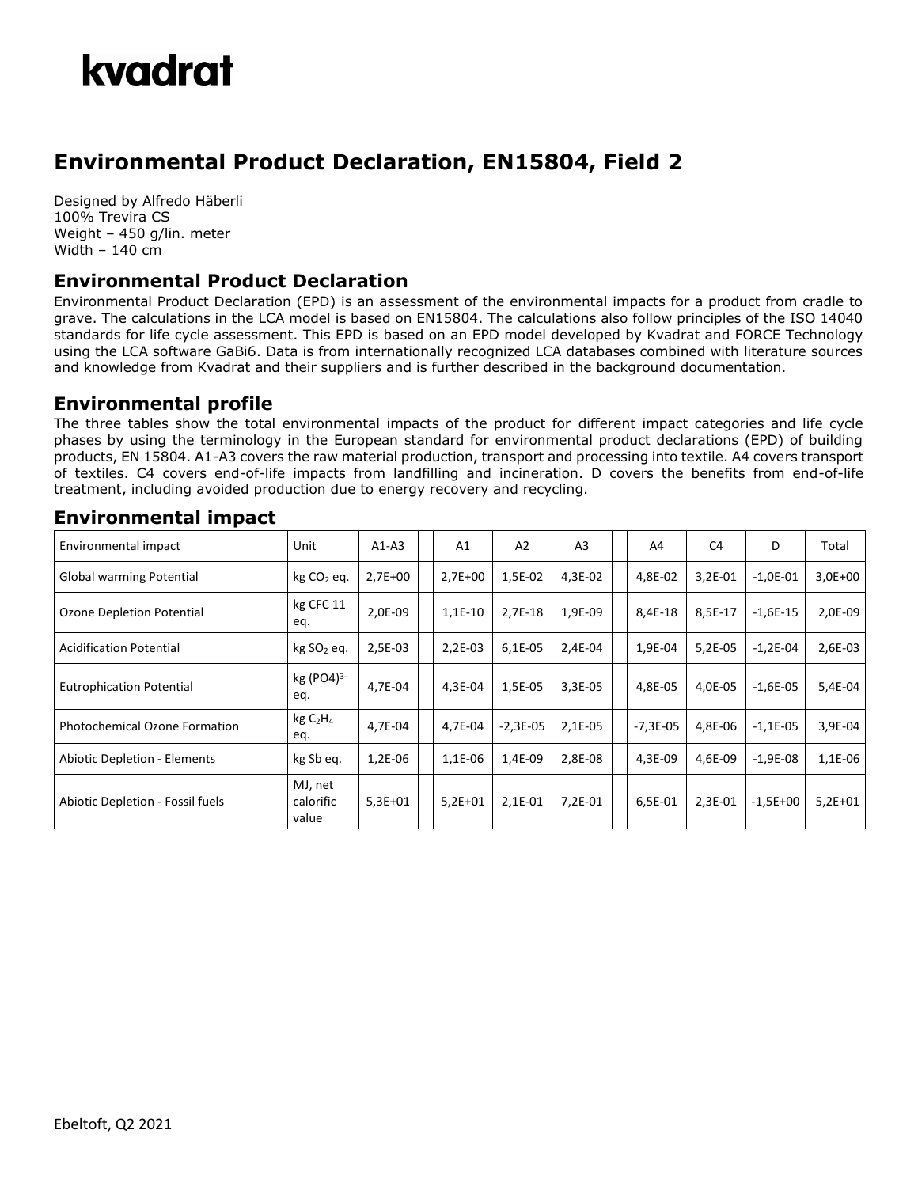# kvadrat

## Environmental Product Declaration, EN15804, Field 2

Designed by Alfredo Häberli
100% Trevira CS
Weight – 450 g/lin. meter
Width – 140 cm

### Environmental Product Declaration

Environmental Product Declaration (EPD) is an assessment of the environmental impacts for a product from cradle to grave. The calculations in the LCA model is based on EN15804. The calculations also follow principles of the ISO 14040 standards for life cycle assessment. This EPD is based on an EPD model developed by Kvadrat and FORCE Technology using the LCA software GaBi6. Data is from internationally recognized LCA databases combined with literature sources and knowledge from Kvadrat and their suppliers and is further described in the background documentation.

### Environmental profile

The three tables show the total environmental impacts of the product for different impact categories and life cycle phases by using the terminology in the European standard for environmental product declarations (EPD) of building products, EN 15804. A1-A3 covers the raw material production, transport and processing into textile. A4 covers transport of textiles. C4 covers end-of-life impacts from landfilling and incineration. D covers the benefits from end-of-life treatment, including avoided production due to energy recovery and recycling.

### Environmental impact

| Environmental impact | Unit | A1-A3 | | A1 | A2 | A3 | | A4 | C4 | D | Total |
|---|---|---|---|---|---|---|---|---|---|---|---|
| Global warming Potential | kg $CO_2$ eq. | 2,7E+00 | | 2,7E+00 | 1,5E-02 | 4,3E-02 | | 4,8E-02 | 3,2E-01 | -1,0E-01 | 3,0E+00 |
| Ozone Depletion Potential | kg CFC 11 eq. | 2,0E-09 | | 1,1E-10 | 2,7E-18 | 1,9E-09 | | 8,4E-18 | 8,5E-17 | -1,6E-15 | 2,0E-09 |
| Acidification Potential | kg $SO_2$ eq. | 2,5E-03 | | 2,2E-03 | 6,1E-05 | 2,4E-04 | | 1,9E-04 | 5,2E-05 | -1,2E-04 | 2,6E-03 |
| Eutrophication Potential | kg $(PO4)^{3-}$ eq. | 4,7E-04 | | 4,3E-04 | 1,5E-05 | 3,3E-05 | | 4,8E-05 | 4,0E-05 | -1,6E-05 | 5,4E-04 |
| Photochemical Ozone Formation | kg $C_2H_4$ eq. | 4,7E-04 | | 4,7E-04 | -2,3E-05 | 2,1E-05 | | -7,3E-05 | 4,8E-06 | -1,1E-05 | 3,9E-04 |
| Abiotic Depletion - Elements | kg Sb eq. | 1,2E-06 | | 1,1E-06 | 1,4E-09 | 2,8E-08 | | 4,3E-09 | 4,6E-09 | -1,9E-08 | 1,1E-06 |
| Abiotic Depletion - Fossil fuels | MJ, net calorific value | 5,3E+01 | | 5,2E+01 | 2,1E-01 | 7,2E-01 | | 6,5E-01 | 2,3E-01 | -1,5E+00 | 5,2E+01 |

Ebeltoft, Q2 2021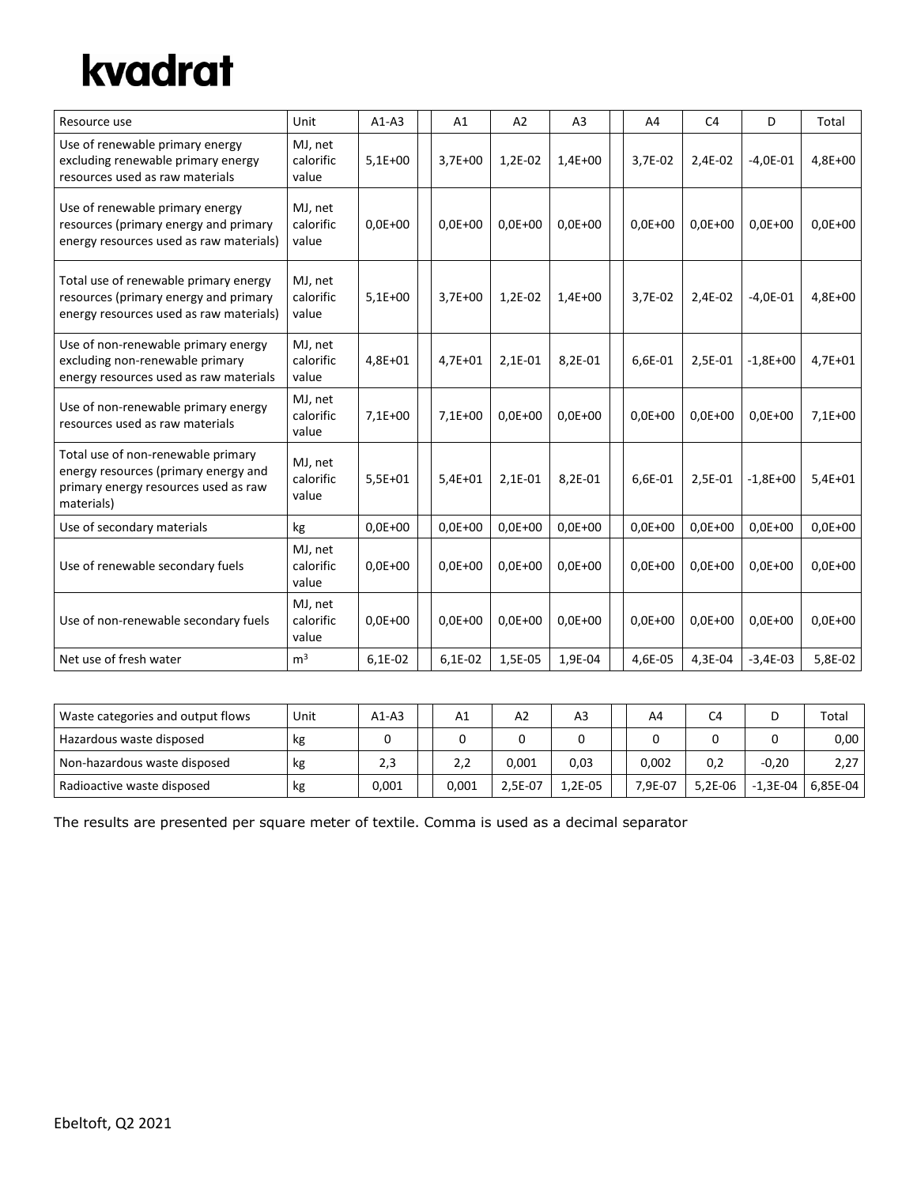**kvadrat**

| Resource use | Unit | A1-A3 | | A1 | A2 | A3 | | A4 | C4 | D | Total |
|---|---|---|---|---|---|---|---|---|---|---|---|
| Use of renewable primary energy excluding renewable primary energy resources used as raw materials | MJ, net calorific value | 5,1E+00 | | 3,7E+00 | 1,2E-02 | 1,4E+00 | | 3,7E-02 | 2,4E-02 | -4,0E-01 | 4,8E+00 |
| Use of renewable primary energy resources (primary energy and primary energy resources used as raw materials) | MJ, net calorific value | 0,0E+00 | | 0,0E+00 | 0,0E+00 | 0,0E+00 | | 0,0E+00 | 0,0E+00 | 0,0E+00 | 0,0E+00 |
| Total use of renewable primary energy resources (primary energy and primary energy resources used as raw materials) | MJ, net calorific value | 5,1E+00 | | 3,7E+00 | 1,2E-02 | 1,4E+00 | | 3,7E-02 | 2,4E-02 | -4,0E-01 | 4,8E+00 |
| Use of non-renewable primary energy excluding non-renewable primary energy resources used as raw materials | MJ, net calorific value | 4,8E+01 | | 4,7E+01 | 2,1E-01 | 8,2E-01 | | 6,6E-01 | 2,5E-01 | -1,8E+00 | 4,7E+01 |
| Use of non-renewable primary energy resources used as raw materials | MJ, net calorific value | 7,1E+00 | | 7,1E+00 | 0,0E+00 | 0,0E+00 | | 0,0E+00 | 0,0E+00 | 0,0E+00 | 7,1E+00 |
| Total use of non-renewable primary energy resources (primary energy and primary energy resources used as raw materials) | MJ, net calorific value | 5,5E+01 | | 5,4E+01 | 2,1E-01 | 8,2E-01 | | 6,6E-01 | 2,5E-01 | -1,8E+00 | 5,4E+01 |
| Use of secondary materials | kg | 0,0E+00 | | 0,0E+00 | 0,0E+00 | 0,0E+00 | | 0,0E+00 | 0,0E+00 | 0,0E+00 | 0,0E+00 |
| Use of renewable secondary fuels | MJ, net calorific value | 0,0E+00 | | 0,0E+00 | 0,0E+00 | 0,0E+00 | | 0,0E+00 | 0,0E+00 | 0,0E+00 | 0,0E+00 |
| Use of non-renewable secondary fuels | MJ, net calorific value | 0,0E+00 | | 0,0E+00 | 0,0E+00 | 0,0E+00 | | 0,0E+00 | 0,0E+00 | 0,0E+00 | 0,0E+00 |
| Net use of fresh water | $m^3$ | 6,1E-02 | | 6,1E-02 | 1,5E-05 | 1,9E-04 | | 4,6E-05 | 4,3E-04 | -3,4E-03 | 5,8E-02 |

| Waste categories and output flows | Unit | A1-A3 | | A1 | A2 | A3 | | A4 | C4 | D | Total |
|---|---|---|---|---|---|---|---|---|---|---|---|
| Hazardous waste disposed | kg | 0 | | 0 | 0 | 0 | | 0 | 0 | 0 | 0,00 |
| Non-hazardous waste disposed | kg | 2,3 | | 2,2 | 0,001 | 0,03 | | 0,002 | 0,2 | -0,20 | 2,27 |
| Radioactive waste disposed | kg | 0,001 | | 0,001 | 2,5E-07 | 1,2E-05 | | 7,9E-07 | 5,2E-06 | -1,3E-04 | 6,85E-04 |

The results are presented per square meter of textile. Comma is used as a decimal separator

Ebeltoft, Q2 2021